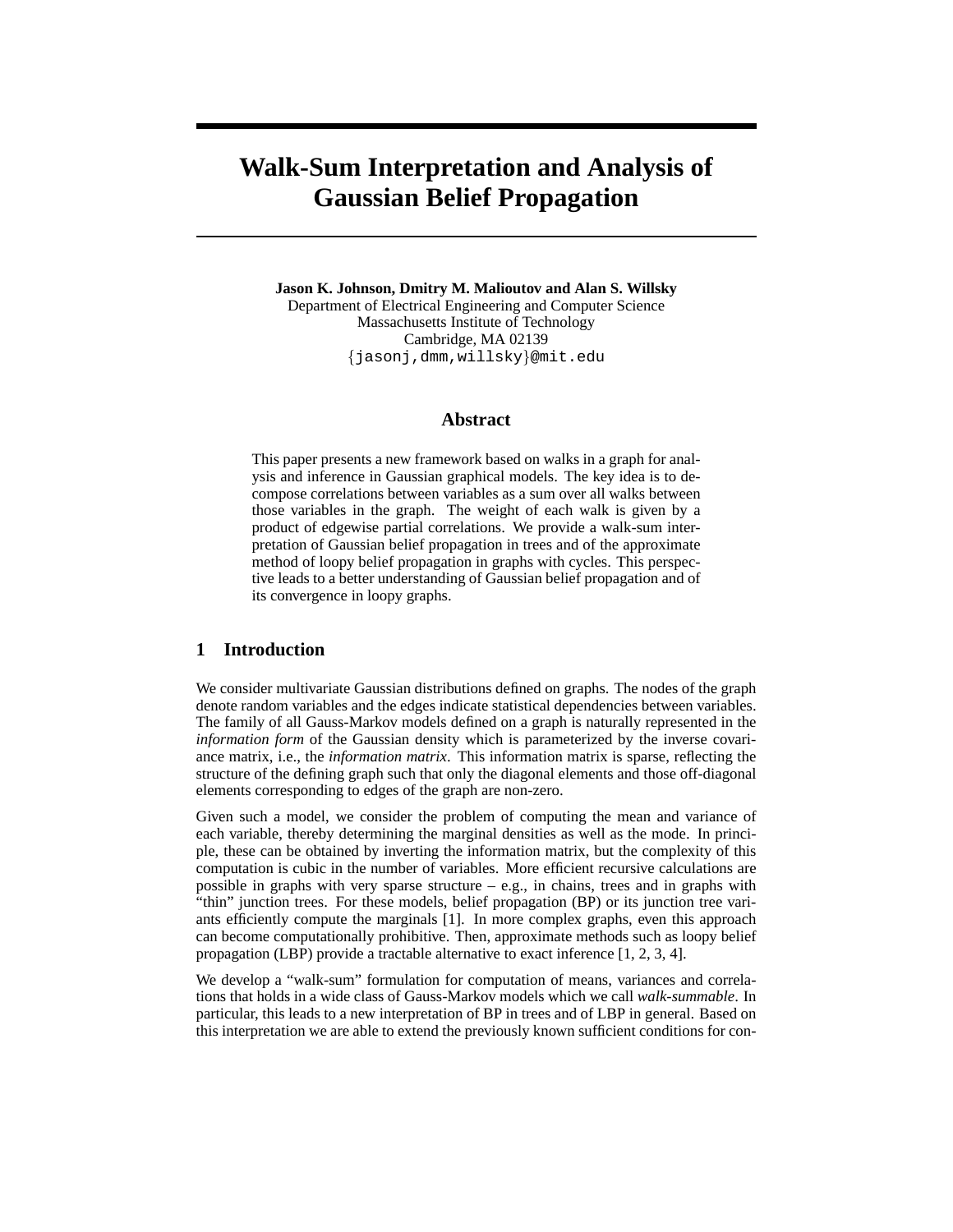# Walk-Sum Interpretation and Analysis of Gaussian Belief Propagation

**Jason K. Johnson, Dmitry M. Malioutov and Alan S. Willsky**
Department of Electrical Engineering and Computer Science
Massachusetts Institute of Technology
Cambridge, MA 02139
{jasonj,dmm,willsky}@mit.edu

## Abstract

This paper presents a new framework based on walks in a graph for analysis and inference in Gaussian graphical models. The key idea is to decompose correlations between variables as a sum over all walks between those variables in the graph. The weight of each walk is given by a product of edgewise partial correlations. We provide a walk-sum interpretation of Gaussian belief propagation in trees and of the approximate method of loopy belief propagation in graphs with cycles. This perspective leads to a better understanding of Gaussian belief propagation and of its convergence in loopy graphs.

## 1 Introduction

We consider multivariate Gaussian distributions defined on graphs. The nodes of the graph denote random variables and the edges indicate statistical dependencies between variables. The family of all Gauss-Markov models defined on a graph is naturally represented in the *information form* of the Gaussian density which is parameterized by the inverse covariance matrix, i.e., the *information matrix*. This information matrix is sparse, reflecting the structure of the defining graph such that only the diagonal elements and those off-diagonal elements corresponding to edges of the graph are non-zero.

Given such a model, we consider the problem of computing the mean and variance of each variable, thereby determining the marginal densities as well as the mode. In principle, these can be obtained by inverting the information matrix, but the complexity of this computation is cubic in the number of variables. More efficient recursive calculations are possible in graphs with very sparse structure – e.g., in chains, trees and in graphs with "thin" junction trees. For these models, belief propagation (BP) or its junction tree variants efficiently compute the marginals [1]. In more complex graphs, even this approach can become computationally prohibitive. Then, approximate methods such as loopy belief propagation (LBP) provide a tractable alternative to exact inference [1, 2, 3, 4].

We develop a "walk-sum" formulation for computation of means, variances and correlations that holds in a wide class of Gauss-Markov models which we call *walk-summable*. In particular, this leads to a new interpretation of BP in trees and of LBP in general. Based on this interpretation we are able to extend the previously known sufficient conditions for con-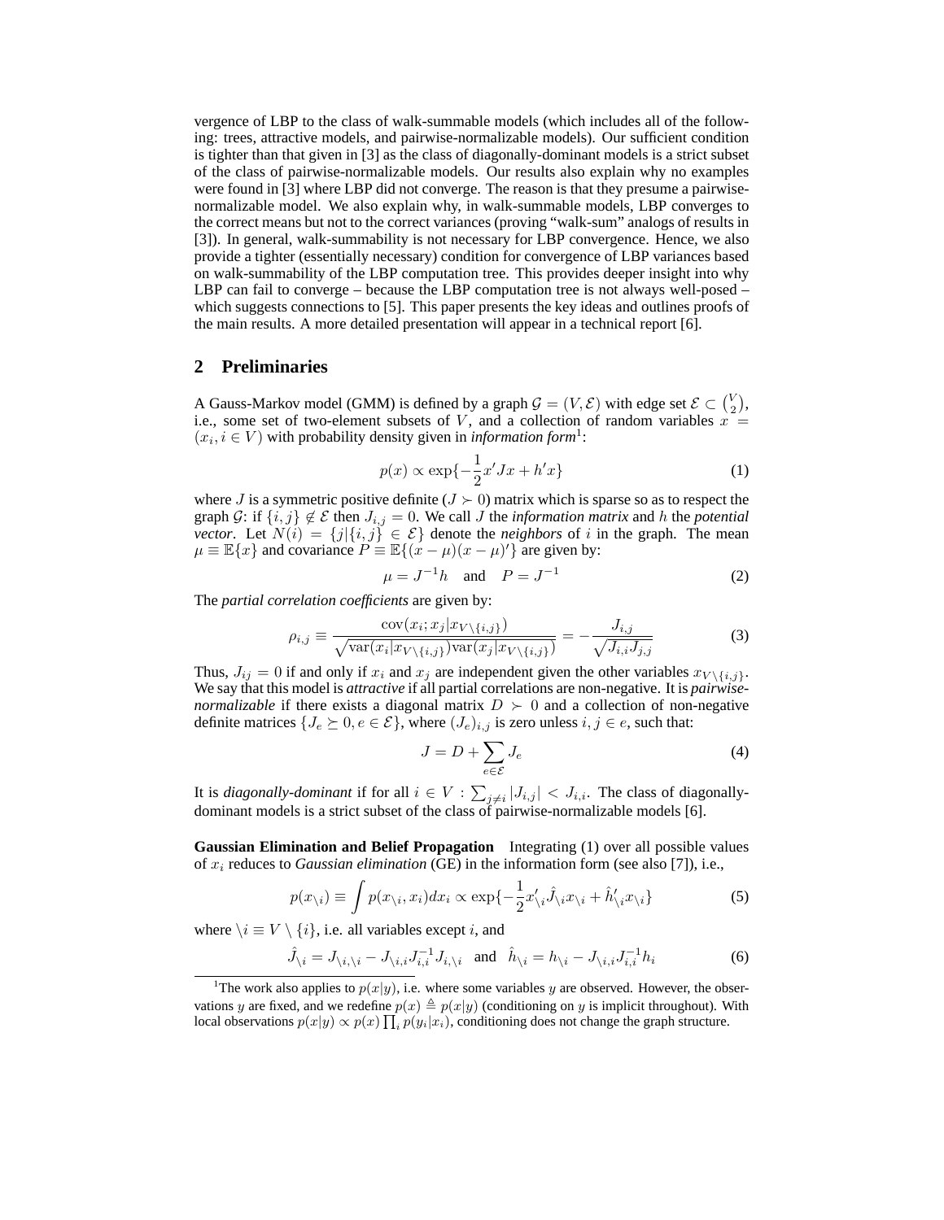vergence of LBP to the class of walk-summable models (which includes all of the following: trees, attractive models, and pairwise-normalizable models). Our sufficient condition is tighter than that given in [3] as the class of diagonally-dominant models is a strict subset of the class of pairwise-normalizable models. Our results also explain why no examples were found in [3] where LBP did not converge. The reason is that they presume a pairwise-normalizable model. We also explain why, in walk-summable models, LBP converges to the correct means but not to the correct variances (proving "walk-sum" analogs of results in [3]). In general, walk-summability is not necessary for LBP convergence. Hence, we also provide a tighter (essentially necessary) condition for convergence of LBP variances based on walk-summability of the LBP computation tree. This provides deeper insight into why LBP can fail to converge – because the LBP computation tree is not always well-posed – which suggests connections to [5]. This paper presents the key ideas and outlines proofs of the main results. A more detailed presentation will appear in a technical report [6].

## 2 Preliminaries

A Gauss-Markov model (GMM) is defined by a graph $\mathcal{G} = (V, \mathcal{E})$ with edge set $\mathcal{E} \subset \binom{V}{2}$, i.e., some set of two-element subsets of $V$, and a collection of random variables $x = (x_i, i \in V)$ with probability density given in *information form*[1]:

$$p(x) \propto \exp\{-\frac{1}{2}x'Jx + h'x\} \tag{1}$$

where $J$ is a symmetric positive definite ($J \succ 0$) matrix which is sparse so as to respect the graph $\mathcal{G}$: if $\{i,j\} \notin \mathcal{E}$ then $J_{i,j} = 0$. We call $J$ the *information matrix* and $h$ the *potential vector*. Let $N(i) = \{j | \{i,j\} \in \mathcal{E}\}$ denote the *neighbors* of $i$ in the graph. The mean $\mu \equiv \mathbb{E}\{x\}$ and covariance $P \equiv \mathbb{E}\{(x-\mu)(x-\mu)'\}$ are given by:

$$\mu = J^{-1}h \quad \text{and} \quad P = J^{-1} \tag{2}$$

The *partial correlation coefficients* are given by:

$$\rho_{i,j} \equiv \frac{\text{cov}(x_i; x_j | x_{V \setminus \{i,j\}})}{\sqrt{\text{var}(x_i | x_{V \setminus \{i,j\}}) \text{var}(x_j | x_{V \setminus \{i,j\}})}} = -\frac{J_{i,j}}{\sqrt{J_{i,i} J_{j,j}}} \tag{3}$$

Thus, $J_{ij} = 0$ if and only if $x_i$ and $x_j$ are independent given the other variables $x_{V \setminus \{i,j\}}$. We say that this model is *attractive* if all partial correlations are non-negative. It is *pairwise-normalizable* if there exists a diagonal matrix $D \succ 0$ and a collection of non-negative definite matrices $\{J_e \succeq 0, e \in \mathcal{E}\}$, where $(J_e)_{i,j}$ is zero unless $i, j \in e$, such that:

$$J = D + \sum_{e \in \mathcal{E}} J_e \tag{4}$$

It is *diagonally-dominant* if for all $i \in V : \sum_{j \neq i} |J_{i,j}| < J_{i,i}$. The class of diagonally-dominant models is a strict subset of the class of pairwise-normalizable models [6].

**Gaussian Elimination and Belief Propagation** Integrating (1) over all possible values of $x_i$ reduces to *Gaussian elimination* (GE) in the information form (see also [7]), i.e.,

$$p(x_{\setminus i}) \equiv \int p(x_{\setminus i}, x_i) dx_i \propto \exp\{-\frac{1}{2}x'_{\setminus i}\hat{J}_{\setminus i}x_{\setminus i} + \hat{h}'_{\setminus i}x_{\setminus i}\} \tag{5}$$

where $\setminus i \equiv V \setminus \{i\}$, i.e. all variables except $i$, and

$$\hat{J}_{\setminus i} = J_{\setminus i, \setminus i} - J_{\setminus i, i} J_{i,i}^{-1} J_{i, \setminus i} \quad \text{and} \quad \hat{h}_{\setminus i} = h_{\setminus i} - J_{\setminus i, i} J_{i,i}^{-1} h_i \tag{6}$$

[1] The work also applies to $p(x|y)$, i.e. where some variables $y$ are observed. However, the observations $y$ are fixed, and we redefine $p(x) \triangleq p(x|y)$ (conditioning on $y$ is implicit throughout). With local observations $p(x|y) \propto p(x) \prod_i p(y_i|x_i)$, conditioning does not change the graph structure.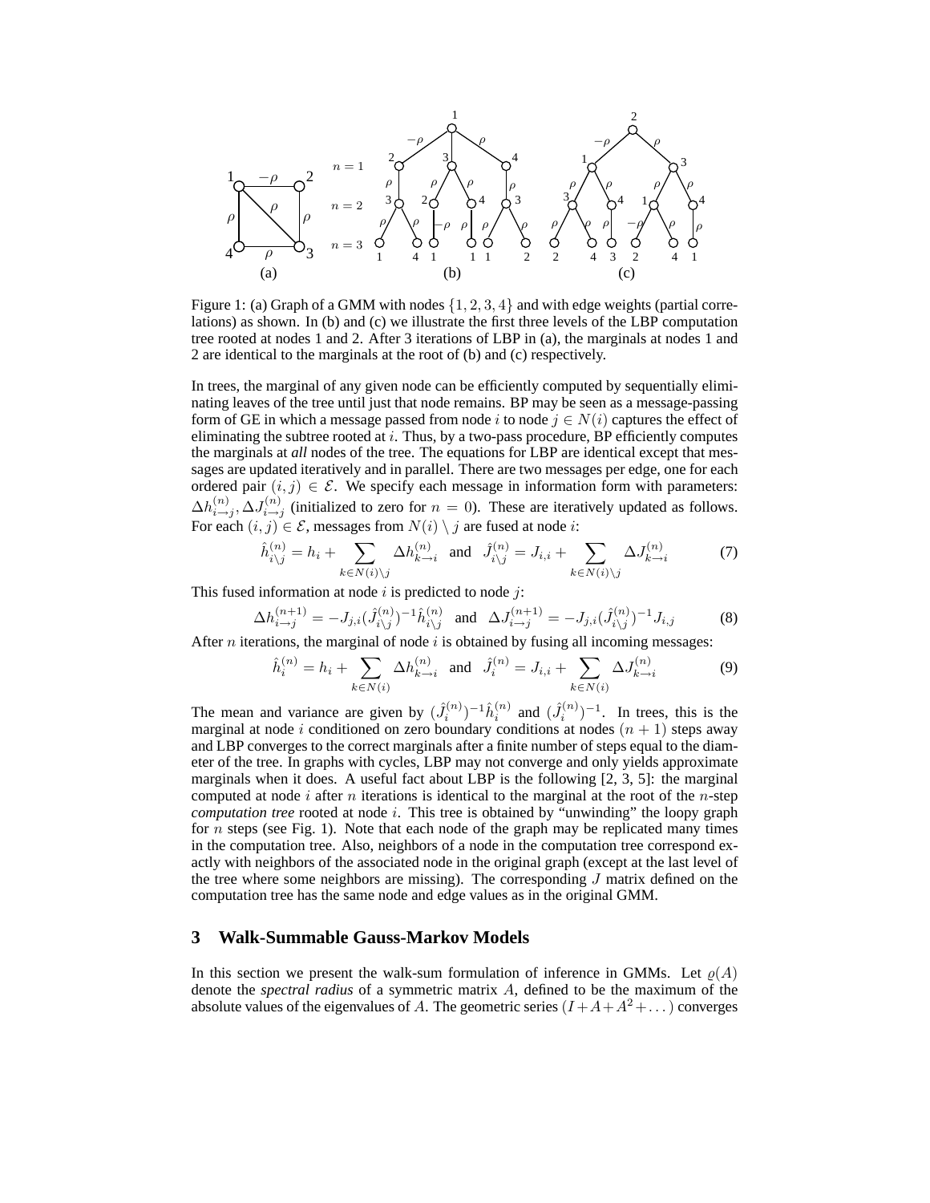Figure 1: (a) Graph of a GMM with nodes $\{1, 2, 3, 4\}$ and with edge weights (partial correlations) as shown. In (b) and (c) we illustrate the first three levels of the LBP computation tree rooted at nodes 1 and 2. After 3 iterations of LBP in (a), the marginals at nodes 1 and 2 are identical to the marginals at the root of (b) and (c) respectively.

In trees, the marginal of any given node can be efficiently computed by sequentially eliminating leaves of the tree until just that node remains. BP may be seen as a message-passing form of GE in which a message passed from node $i$ to node $j \in N(i)$ captures the effect of eliminating the subtree rooted at $i$. Thus, by a two-pass procedure, BP efficiently computes the marginals at *all* nodes of the tree. The equations for LBP are identical except that messages are updated iteratively and in parallel. There are two messages per edge, one for each ordered pair $(i, j) \in \mathcal{E}$. We specify each message in information form with parameters: $\Delta h_{i\to j}^{(n)}, \Delta J_{i\to j}^{(n)}$ (initialized to zero for $n = 0$). These are iteratively updated as follows. For each $(i, j) \in \mathcal{E}$, messages from $N(i) \setminus j$ are fused at node $i$:

$$\hat{h}_{i\backslash j}^{(n)} = h_i + \sum_{k \in N(i)\backslash j} \Delta h_{k\to i}^{(n)} \quad \text{and} \quad \hat{J}_{i\backslash j}^{(n)} = J_{i,i} + \sum_{k \in N(i)\backslash j} \Delta J_{k\to i}^{(n)} \tag{7}$$

This fused information at node $i$ is predicted to node $j$:

$$\Delta h_{i\to j}^{(n+1)} = -J_{j,i}(\hat{J}_{i\backslash j}^{(n)})^{-1}\hat{h}_{i\backslash j}^{(n)} \quad \text{and} \quad \Delta J_{i\to j}^{(n+1)} = -J_{j,i}(\hat{J}_{i\backslash j}^{(n)})^{-1}J_{i,j} \tag{8}$$

After $n$ iterations, the marginal of node $i$ is obtained by fusing all incoming messages:

$$\hat{h}_{i}^{(n)} = h_i + \sum_{k \in N(i)} \Delta h_{k\to i}^{(n)} \quad \text{and} \quad \hat{J}_{i}^{(n)} = J_{i,i} + \sum_{k \in N(i)} \Delta J_{k\to i}^{(n)} \tag{9}$$

The mean and variance are given by $(\hat{J}_i^{(n)})^{-1}\hat{h}_i^{(n)}$ and $(\hat{J}_i^{(n)})^{-1}$. In trees, this is the marginal at node $i$ conditioned on zero boundary conditions at nodes $(n + 1)$ steps away and LBP converges to the correct marginals after a finite number of steps equal to the diameter of the tree. In graphs with cycles, LBP may not converge and only yields approximate marginals when it does. A useful fact about LBP is the following [2, 3, 5]: the marginal computed at node $i$ after $n$ iterations is identical to the marginal at the root of the $n$-step *computation tree* rooted at node $i$. This tree is obtained by "unwinding" the loopy graph for $n$ steps (see Fig. 1). Note that each node of the graph may be replicated many times in the computation tree. Also, neighbors of a node in the computation tree correspond exactly with neighbors of the associated node in the original graph (except at the last level of the tree where some neighbors are missing). The corresponding $J$ matrix defined on the computation tree has the same node and edge values as in the original GMM.

## 3 Walk-Summable Gauss-Markov Models

In this section we present the walk-sum formulation of inference in GMMs. Let $\varrho(A)$ denote the *spectral radius* of a symmetric matrix $A$, defined to be the maximum of the absolute values of the eigenvalues of $A$. The geometric series $(I + A + A^2 + \dots)$ converges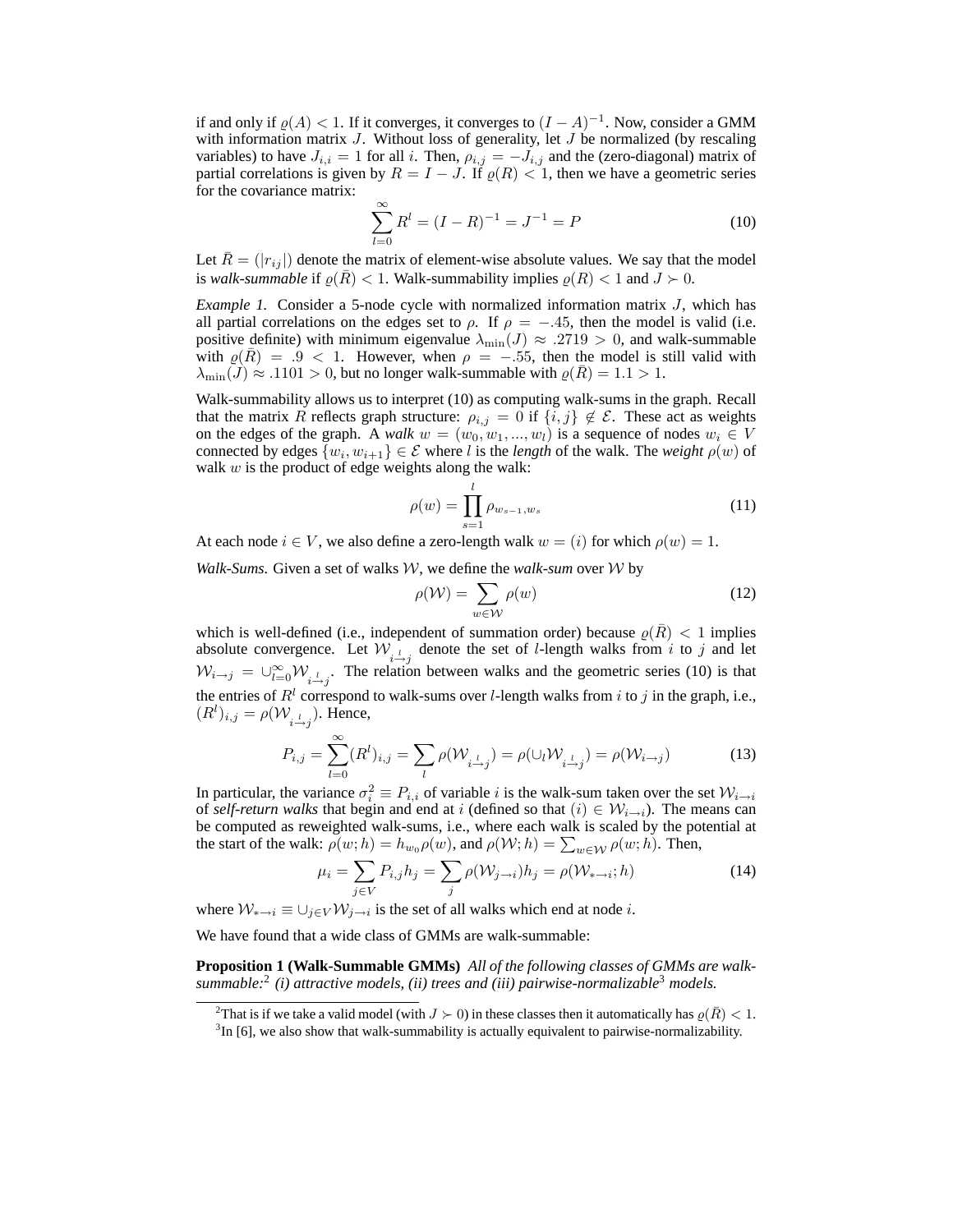if and only if $\varrho(A) < 1$. If it converges, it converges to $(I - A)^{-1}$. Now, consider a GMM with information matrix $J$. Without loss of generality, let $J$ be normalized (by rescaling variables) to have $J_{i,i} = 1$ for all $i$. Then, $\rho_{i,j} = -J_{i,j}$ and the (zero-diagonal) matrix of partial correlations is given by $R = I - J$. If $\varrho(R) < 1$, then we have a geometric series for the covariance matrix:

$$\sum_{l=0}^{\infty} R^l = (I - R)^{-1} = J^{-1} = P \tag{10}$$

Let $\bar{R} = (|r_{ij}|)$ denote the matrix of element-wise absolute values. We say that the model is *walk-summable* if $\varrho(\bar{R}) < 1$. Walk-summability implies $\varrho(R) < 1$ and $J \succ 0$.

*Example 1.* Consider a 5-node cycle with normalized information matrix $J$, which has all partial correlations on the edges set to $\rho$. If $\rho = -.45$, then the model is valid (i.e. positive definite) with minimum eigenvalue $\lambda_{\min}(J) \approx .2719 > 0$, and walk-summable with $\varrho(\bar{R}) = .9 < 1$. However, when $\rho = -.55$, then the model is still valid with $\lambda_{\min}(J) \approx .1101 > 0$, but no longer walk-summable with $\varrho(\bar{R}) = 1.1 > 1$.

Walk-summability allows us to interpret (10) as computing walk-sums in the graph. Recall that the matrix $R$ reflects graph structure: $\rho_{i,j} = 0$ if $\{i, j\} \notin \mathcal{E}$. These act as weights on the edges of the graph. A *walk* $w = (w_0, w_1, ..., w_l)$ is a sequence of nodes $w_i \in V$ connected by edges $\{w_i, w_{i+1}\} \in \mathcal{E}$ where $l$ is the *length* of the walk. The *weight* $\rho(w)$ of walk $w$ is the product of edge weights along the walk:

$$\rho(w) = \prod_{s=1}^{l} \rho_{w_{s-1},w_s} \tag{11}$$

At each node $i \in V$, we also define a zero-length walk $w = (i)$ for which $\rho(w) = 1$.

*Walk-Sums.* Given a set of walks $\mathcal{W}$, we define the *walk-sum* over $\mathcal{W}$ by

$$\rho(\mathcal{W}) = \sum_{w \in \mathcal{W}} \rho(w) \tag{12}$$

which is well-defined (i.e., independent of summation order) because $\varrho(\bar{R}) < 1$ implies absolute convergence. Let $\mathcal{W}_{i \xrightarrow{l} j}$ denote the set of $l$-length walks from $i$ to $j$ and let $\mathcal{W}_{i \to j} = \cup_{l=0}^{\infty} \mathcal{W}_{i \xrightarrow{l} j}$. The relation between walks and the geometric series (10) is that the entries of $R^l$ correspond to walk-sums over $l$-length walks from $i$ to $j$ in the graph, i.e., $(R^l)_{i,j} = \rho(\mathcal{W}_{i \xrightarrow{l} j})$. Hence,

$$P_{i,j} = \sum_{l=0}^{\infty} (R^l)_{i,j} = \sum_{l} \rho(\mathcal{W}_{i \xrightarrow{l} j}) = \rho(\cup_l \mathcal{W}_{i \xrightarrow{l} j}) = \rho(\mathcal{W}_{i \to j}) \tag{13}$$

In particular, the variance $\sigma_i^2 \equiv P_{i,i}$ of variable $i$ is the walk-sum taken over the set $\mathcal{W}_{i \to i}$ of *self-return walks* that begin and end at $i$ (defined so that $(i) \in \mathcal{W}_{i \to i}$). The means can be computed as reweighted walk-sums, i.e., where each walk is scaled by the potential at the start of the walk: $\rho(w; h) = h_{w_0} \rho(w)$, and $\rho(\mathcal{W}; h) = \sum_{w \in \mathcal{W}} \rho(w; h)$. Then,

$$\mu_i = \sum_{j \in V} P_{i,j} h_j = \sum_{j} \rho(\mathcal{W}_{j \to i}) h_j = \rho(\mathcal{W}_{* \to i}; h) \tag{14}$$

where $\mathcal{W}_{* \to i} \equiv \cup_{j \in V} \mathcal{W}_{j \to i}$ is the set of all walks which end at node $i$.

We have found that a wide class of GMMs are walk-summable:

**Proposition 1 (Walk-Summable GMMs)** *All of the following classes of GMMs are walk-summable:*[2] *(i) attractive models, (ii) trees and (iii) pairwise-normalizable*[3] *models.*

---

[2] That is if we take a valid model (with $J \succ 0$) in these classes then it automatically has $\varrho(\bar{R}) < 1$.

[3] In [6], we also show that walk-summability is actually equivalent to pairwise-normalizability.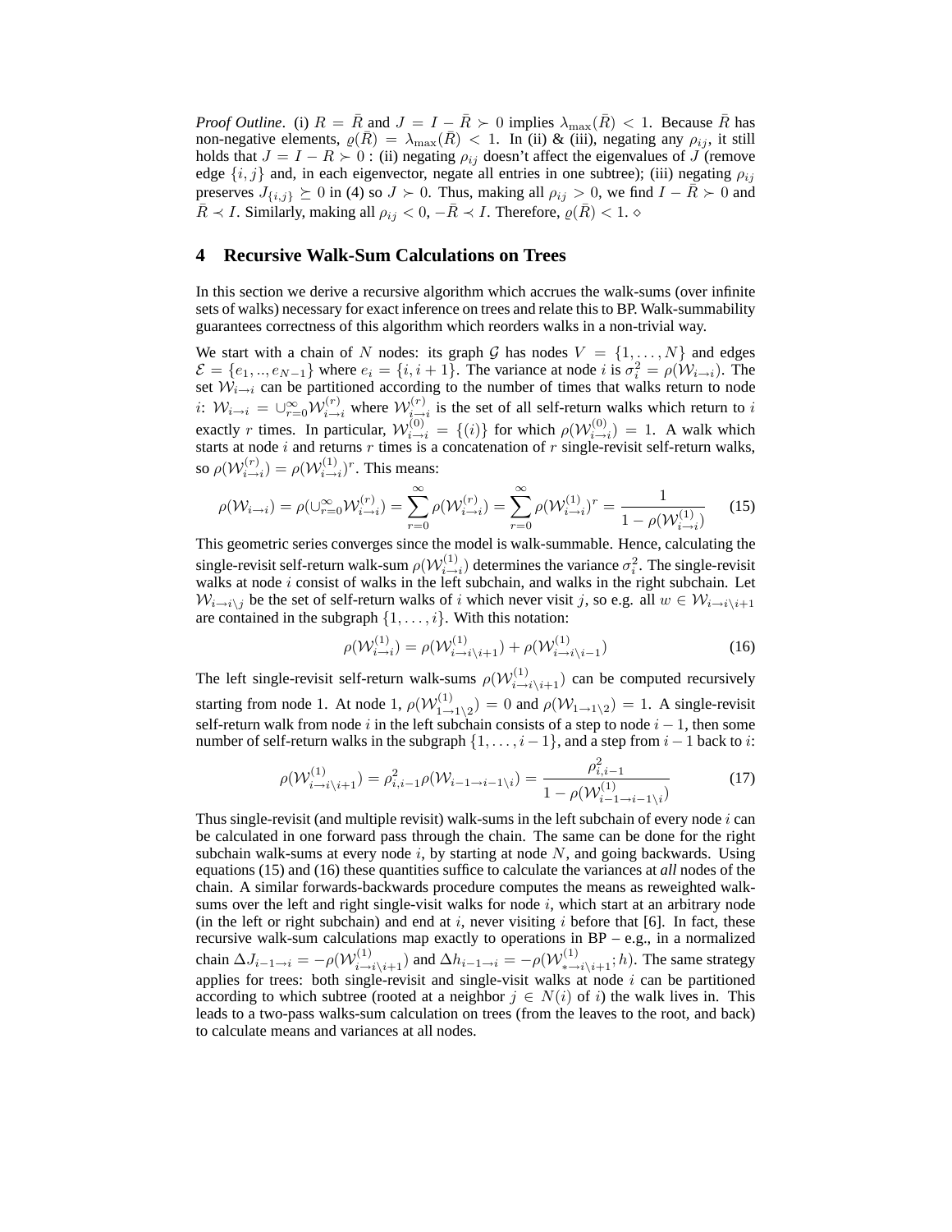*Proof Outline*. (i) $R = \bar{R}$ and $J = I - \bar{R} \succ 0$ implies $\lambda_{\max}(\bar{R}) < 1$. Because $\bar{R}$ has non-negative elements, $\varrho(\bar{R}) = \lambda_{\max}(\bar{R}) < 1$. In (ii) & (iii), negating any $\rho_{ij}$, it still holds that $J = I - R \succ 0$ : (ii) negating $\rho_{ij}$ doesn't affect the eigenvalues of $J$ (remove edge $\{i, j\}$ and, in each eigenvector, negate all entries in one subtree); (iii) negating $\rho_{ij}$ preserves $J_{\{i,j\}} \succeq 0$ in (4) so $J \succ 0$. Thus, making all $\rho_{ij} > 0$, we find $I - \bar{R} \succ 0$ and $\bar{R} \prec I$. Similarly, making all $\rho_{ij} < 0$, $-\bar{R} \prec I$. Therefore, $\varrho(\bar{R}) < 1$. $\diamond$

## 4 Recursive Walk-Sum Calculations on Trees

In this section we derive a recursive algorithm which accrues the walk-sums (over infinite sets of walks) necessary for exact inference on trees and relate this to BP. Walk-summability guarantees correctness of this algorithm which reorders walks in a non-trivial way.

We start with a chain of $N$ nodes: its graph $\mathcal{G}$ has nodes $V = \{1, \ldots, N\}$ and edges $\mathcal{E} = \{e_1, .., e_{N-1}\}$ where $e_i = \{i, i+1\}$. The variance at node $i$ is $\sigma_i^2 = \rho(\mathcal{W}_{i \to i})$. The set $\mathcal{W}_{i \to i}$ can be partitioned according to the number of times that walks return to node $i$: $\mathcal{W}_{i \to i} = \cup_{r=0}^{\infty} \mathcal{W}_{i \to i}^{(r)}$ where $\mathcal{W}_{i \to i}^{(r)}$ is the set of all self-return walks which return to $i$ exactly $r$ times. In particular, $\mathcal{W}_{i \to i}^{(0)} = \{(i)\}$ for which $\rho(\mathcal{W}_{i \to i}^{(0)}) = 1$. A walk which starts at node $i$ and returns $r$ times is a concatenation of $r$ single-revisit self-return walks, so $\rho(\mathcal{W}_{i \to i}^{(r)}) = \rho(\mathcal{W}_{i \to i}^{(1)})^r$. This means:

$$\rho(\mathcal{W}_{i \to i}) = \rho(\cup_{r=0}^{\infty} \mathcal{W}_{i \to i}^{(r)}) = \sum_{r=0}^{\infty} \rho(\mathcal{W}_{i \to i}^{(r)}) = \sum_{r=0}^{\infty} \rho(\mathcal{W}_{i \to i}^{(1)})^r = \frac{1}{1 - \rho(\mathcal{W}_{i \to i}^{(1)})} \qquad (15)$$

This geometric series converges since the model is walk-summable. Hence, calculating the single-revisit self-return walk-sum $\rho(\mathcal{W}_{i \to i}^{(1)})$ determines the variance $\sigma_i^2$. The single-revisit walks at node $i$ consist of walks in the left subchain, and walks in the right subchain. Let $\mathcal{W}_{i \to i \setminus j}$ be the set of self-return walks of $i$ which never visit $j$, so e.g. all $w \in \mathcal{W}_{i \to i \setminus i+1}$ are contained in the subgraph $\{1, \ldots, i\}$. With this notation:

$$\rho(\mathcal{W}_{i \to i}^{(1)}) = \rho(\mathcal{W}_{i \to i \setminus i+1}^{(1)}) + \rho(\mathcal{W}_{i \to i \setminus i-1}^{(1)}) \qquad (16)$$

The left single-revisit self-return walk-sums $\rho(\mathcal{W}_{i \to i \setminus i+1}^{(1)})$ can be computed recursively starting from node 1. At node 1, $\rho(\mathcal{W}_{1 \to 1 \setminus 2}^{(1)}) = 0$ and $\rho(\mathcal{W}_{1 \to 1 \setminus 2}) = 1$. A single-revisit self-return walk from node $i$ in the left subchain consists of a step to node $i-1$, then some number of self-return walks in the subgraph $\{1, \ldots, i-1\}$, and a step from $i-1$ back to $i$:

$$\rho(\mathcal{W}_{i \to i \setminus i+1}^{(1)}) = \rho_{i,i-1}^2 \rho(\mathcal{W}_{i-1 \to i-1 \setminus i}) = \frac{\rho_{i,i-1}^2}{1 - \rho(\mathcal{W}_{i-1 \to i-1 \setminus i}^{(1)})} \qquad (17)$$

Thus single-revisit (and multiple revisit) walk-sums in the left subchain of every node $i$ can be calculated in one forward pass through the chain. The same can be done for the right subchain walk-sums at every node $i$, by starting at node $N$, and going backwards. Using equations (15) and (16) these quantities suffice to calculate the variances at *all* nodes of the chain. A similar forwards-backwards procedure computes the means as reweighted walk-sums over the left and right single-visit walks for node $i$, which start at an arbitrary node (in the left or right subchain) and end at $i$, never visiting $i$ before that [6]. In fact, these recursive walk-sum calculations map exactly to operations in BP – e.g., in a normalized chain $\Delta J_{i-1 \to i} = -\rho(\mathcal{W}_{i \to i \setminus i+1}^{(1)})$ and $\Delta h_{i-1 \to i} = -\rho(\mathcal{W}_{* \to i \setminus i+1}^{(1)}; h)$. The same strategy applies for trees: both single-revisit and single-visit walks at node $i$ can be partitioned according to which subtree (rooted at a neighbor $j \in N(i)$ of $i$) the walk lives in. This leads to a two-pass walks-sum calculation on trees (from the leaves to the root, and back) to calculate means and variances at all nodes.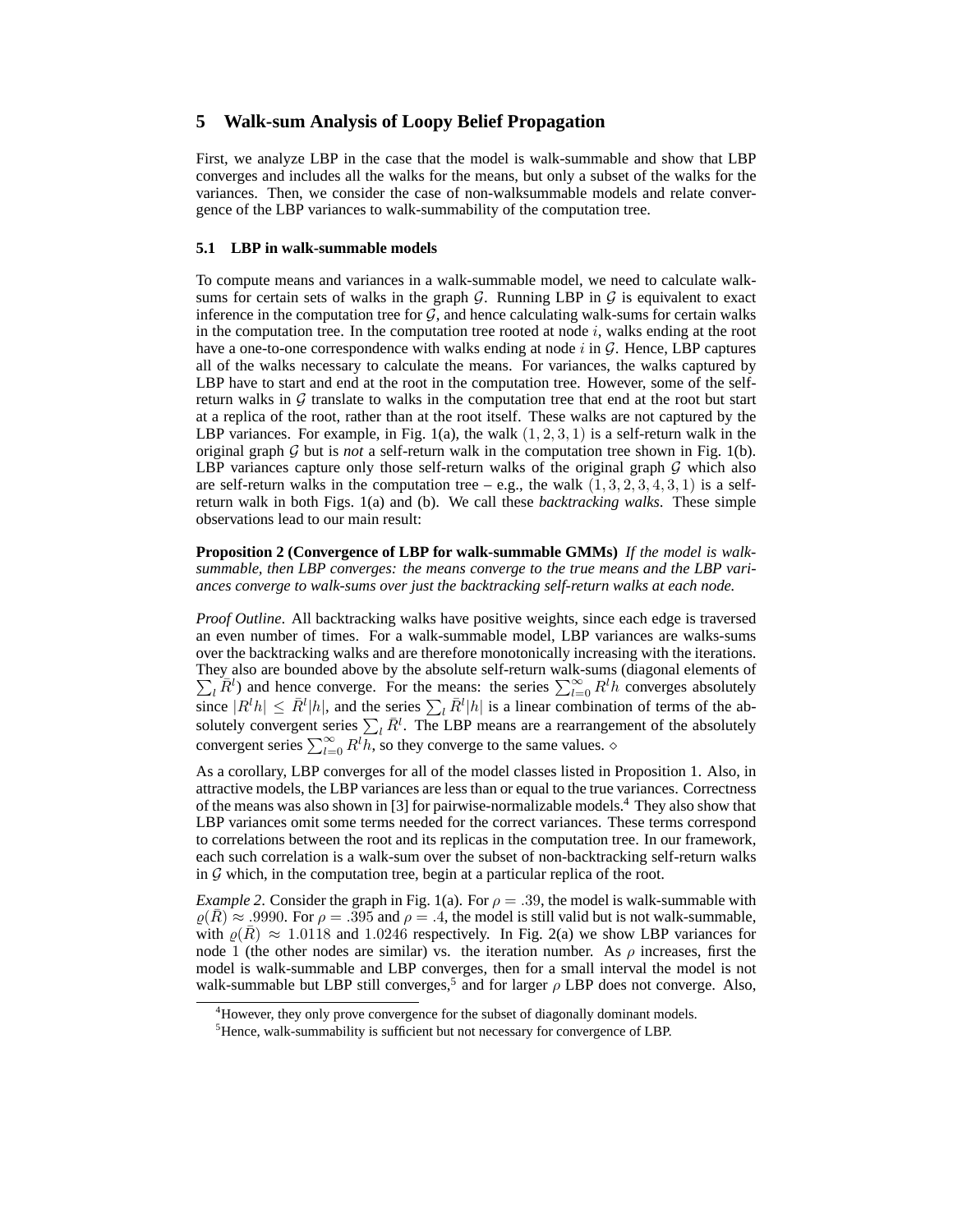## 5 Walk-sum Analysis of Loopy Belief Propagation

First, we analyze LBP in the case that the model is walk-summable and show that LBP converges and includes all the walks for the means, but only a subset of the walks for the variances. Then, we consider the case of non-walksummable models and relate convergence of the LBP variances to walk-summability of the computation tree.

### 5.1 LBP in walk-summable models

To compute means and variances in a walk-summable model, we need to calculate walk-sums for certain sets of walks in the graph $\mathcal{G}$. Running LBP in $\mathcal{G}$ is equivalent to exact inference in the computation tree for $\mathcal{G}$, and hence calculating walk-sums for certain walks in the computation tree. In the computation tree rooted at node $i$, walks ending at the root have a one-to-one correspondence with walks ending at node $i$ in $\mathcal{G}$. Hence, LBP captures all of the walks necessary to calculate the means. For variances, the walks captured by LBP have to start and end at the root in the computation tree. However, some of the self-return walks in $\mathcal{G}$ translate to walks in the computation tree that end at the root but start at a replica of the root, rather than at the root itself. These walks are not captured by the LBP variances. For example, in Fig. 1(a), the walk $(1, 2, 3, 1)$ is a self-return walk in the original graph $\mathcal{G}$ but is *not* a self-return walk in the computation tree shown in Fig. 1(b). LBP variances capture only those self-return walks of the original graph $\mathcal{G}$ which also are self-return walks in the computation tree – e.g., the walk $(1, 3, 2, 3, 4, 3, 1)$ is a self-return walk in both Figs. 1(a) and (b). We call these *backtracking walks*. These simple observations lead to our main result:

**Proposition 2 (Convergence of LBP for walk-summable GMMs)** *If the model is walk-summable, then LBP converges: the means converge to the true means and the LBP variances converge to walk-sums over just the backtracking self-return walks at each node.*

*Proof Outline*. All backtracking walks have positive weights, since each edge is traversed an even number of times. For a walk-summable model, LBP variances are walks-sums over the backtracking walks and are therefore monotonically increasing with the iterations. They also are bounded above by the absolute self-return walk-sums (diagonal elements of $\sum_l \bar{R}^l$) and hence converge. For the means: the series $\sum_{l=0}^{\infty} R^l h$ converges absolutely since $|R^l h| \leq \bar{R}^l |h|$, and the series $\sum_l \bar{R}^l |h|$ is a linear combination of terms of the absolutely convergent series $\sum_l \bar{R}^l$. The LBP means are a rearrangement of the absolutely convergent series $\sum_{l=0}^{\infty} R^l h$, so they converge to the same values. $\diamond$

As a corollary, LBP converges for all of the model classes listed in Proposition 1. Also, in attractive models, the LBP variances are less than or equal to the true variances. Correctness of the means was also shown in [3] for pairwise-normalizable models.[4] They also show that LBP variances omit some terms needed for the correct variances. These terms correspond to correlations between the root and its replicas in the computation tree. In our framework, each such correlation is a walk-sum over the subset of non-backtracking self-return walks in $\mathcal{G}$ which, in the computation tree, begin at a particular replica of the root.

*Example 2*. Consider the graph in Fig. 1(a). For $\rho = .39$, the model is walk-summable with $\varrho(\bar{R}) \approx .9990$. For $\rho = .395$ and $\rho = .4$, the model is still valid but is not walk-summable, with $\varrho(\bar{R}) \approx 1.0118$ and $1.0246$ respectively. In Fig. 2(a) we show LBP variances for node 1 (the other nodes are similar) vs. the iteration number. As $\rho$ increases, first the model is walk-summable and LBP converges, then for a small interval the model is not walk-summable but LBP still converges,[5] and for larger $\rho$ LBP does not converge. Also,

---

[4] However, they only prove convergence for the subset of diagonally dominant models.

[5] Hence, walk-summability is sufficient but not necessary for convergence of LBP.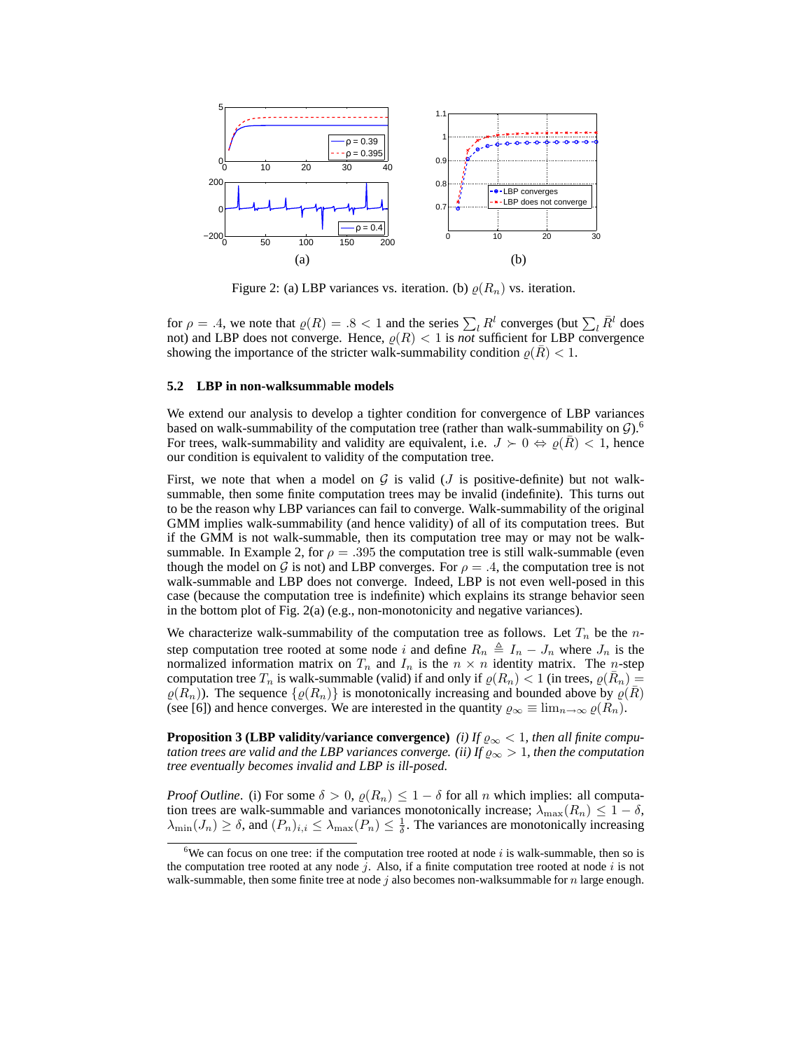Figure 2: (a) LBP variances vs. iteration. (b) $\varrho(R_n)$ vs. iteration.

for $\rho = .4$, we note that $\varrho(R) = .8 < 1$ and the series $\sum_l R^l$ converges (but $\sum_l \bar{R}^l$ does not) and LBP does not converge. Hence, $\varrho(R) < 1$ is *not* sufficient for LBP convergence showing the importance of the stricter walk-summability condition $\varrho(\bar{R}) < 1$.

## 5.2 LBP in non-walksummable models

We extend our analysis to develop a tighter condition for convergence of LBP variances based on walk-summability of the computation tree (rather than walk-summability on $\mathcal{G}$).[6] For trees, walk-summability and validity are equivalent, i.e. $J \succ 0 \Leftrightarrow \varrho(\bar{R}) < 1$, hence our condition is equivalent to validity of the computation tree.

First, we note that when a model on $\mathcal{G}$ is valid ($J$ is positive-definite) but not walk-summable, then some finite computation trees may be invalid (indefinite). This turns out to be the reason why LBP variances can fail to converge. Walk-summability of the original GMM implies walk-summability (and hence validity) of all of its computation trees. But if the GMM is not walk-summable, then its computation tree may or may not be walk-summable. In Example 2, for $\rho = .395$ the computation tree is still walk-summable (even though the model on $\mathcal{G}$ is not) and LBP converges. For $\rho = .4$, the computation tree is not walk-summable and LBP does not converge. Indeed, LBP is not even well-posed in this case (because the computation tree is indefinite) which explains its strange behavior seen in the bottom plot of Fig. 2(a) (e.g., non-monotonicity and negative variances).

We characterize walk-summability of the computation tree as follows. Let $T_n$ be the $n$-step computation tree rooted at some node $i$ and define $R_n \triangleq I_n - J_n$ where $J_n$ is the normalized information matrix on $T_n$ and $I_n$ is the $n \times n$ identity matrix. The $n$-step computation tree $T_n$ is walk-summable (valid) if and only if $\varrho(R_n) < 1$ (in trees, $\varrho(\bar{R}_n) = \varrho(R_n)$). The sequence $\{\varrho(R_n)\}$ is monotonically increasing and bounded above by $\varrho(\bar{R})$ (see [6]) and hence converges. We are interested in the quantity $\varrho_\infty \equiv \lim_{n\to\infty} \varrho(R_n)$.

**Proposition 3 (LBP validity/variance convergence)** *(i) If $\varrho_\infty < 1$, then all finite computation trees are valid and the LBP variances converge. (ii) If $\varrho_\infty > 1$, then the computation tree eventually becomes invalid and LBP is ill-posed.*

*Proof Outline*. (i) For some $\delta > 0$, $\varrho(R_n) \leq 1 - \delta$ for all $n$ which implies: all computation trees are walk-summable and variances monotonically increase; $\lambda_{\max}(R_n) \leq 1 - \delta$, $\lambda_{\min}(J_n) \geq \delta$, and $(P_n)_{i,i} \leq \lambda_{\max}(P_n) \leq \frac{1}{\delta}$. The variances are monotonically increasing

[6] We can focus on one tree: if the computation tree rooted at node $i$ is walk-summable, then so is the computation tree rooted at any node $j$. Also, if a finite computation tree rooted at node $i$ is not walk-summable, then some finite tree at node $j$ also becomes non-walksummable for $n$ large enough.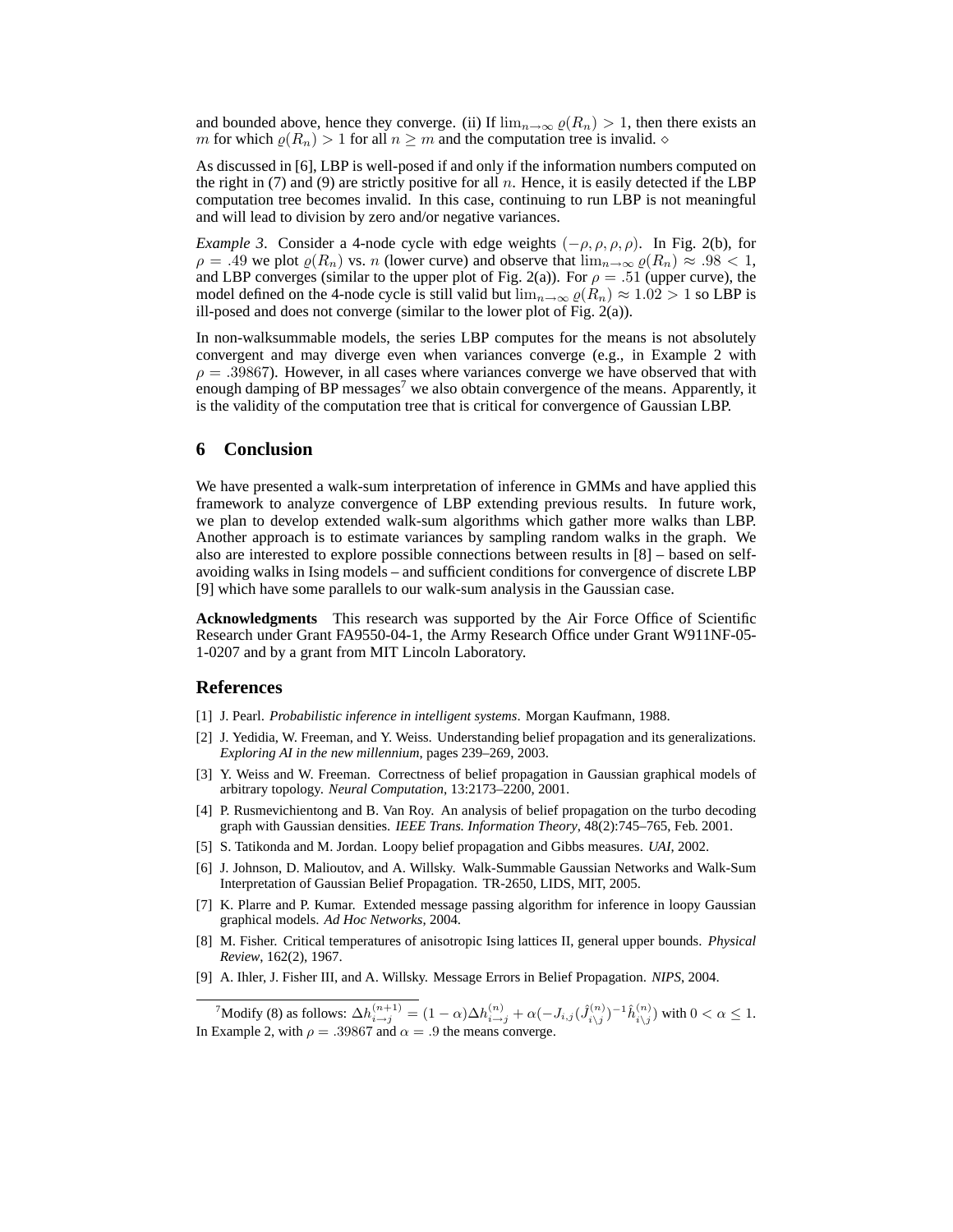and bounded above, hence they converge. (ii) If $\lim_{n\to\infty} \varrho(R_n) > 1$, then there exists an $m$ for which $\varrho(R_n) > 1$ for all $n \geq m$ and the computation tree is invalid. $\diamond$

As discussed in [6], LBP is well-posed if and only if the information numbers computed on the right in (7) and (9) are strictly positive for all $n$. Hence, it is easily detected if the LBP computation tree becomes invalid. In this case, continuing to run LBP is not meaningful and will lead to division by zero and/or negative variances.

*Example 3.* Consider a 4-node cycle with edge weights $(-\rho, \rho, \rho, \rho)$. In Fig. 2(b), for $\rho = .49$ we plot $\varrho(R_n)$ vs. $n$ (lower curve) and observe that $\lim_{n\to\infty} \varrho(R_n) \approx .98 < 1$, and LBP converges (similar to the upper plot of Fig. 2(a)). For $\rho = .51$ (upper curve), the model defined on the 4-node cycle is still valid but $\lim_{n\to\infty} \varrho(R_n) \approx 1.02 > 1$ so LBP is ill-posed and does not converge (similar to the lower plot of Fig. 2(a)).

In non-walksummable models, the series LBP computes for the means is not absolutely convergent and may diverge even when variances converge (e.g., in Example 2 with $\rho = .39867$). However, in all cases where variances converge we have observed that with enough damping of BP messages[7] we also obtain convergence of the means. Apparently, it is the validity of the computation tree that is critical for convergence of Gaussian LBP.

## 6 Conclusion

We have presented a walk-sum interpretation of inference in GMMs and have applied this framework to analyze convergence of LBP extending previous results. In future work, we plan to develop extended walk-sum algorithms which gather more walks than LBP. Another approach is to estimate variances by sampling random walks in the graph. We also are interested to explore possible connections between results in [8] – based on self-avoiding walks in Ising models – and sufficient conditions for convergence of discrete LBP [9] which have some parallels to our walk-sum analysis in the Gaussian case.

**Acknowledgments** This research was supported by the Air Force Office of Scientific Research under Grant FA9550-04-1, the Army Research Office under Grant W911NF-05-1-0207 and by a grant from MIT Lincoln Laboratory.

## References

[1] J. Pearl. *Probabilistic inference in intelligent systems*. Morgan Kaufmann, 1988.

[2] J. Yedidia, W. Freeman, and Y. Weiss. Understanding belief propagation and its generalizations. *Exploring AI in the new millennium*, pages 239–269, 2003.

[3] Y. Weiss and W. Freeman. Correctness of belief propagation in Gaussian graphical models of arbitrary topology. *Neural Computation*, 13:2173–2200, 2001.

[4] P. Rusmevichientong and B. Van Roy. An analysis of belief propagation on the turbo decoding graph with Gaussian densities. *IEEE Trans. Information Theory*, 48(2):745–765, Feb. 2001.

[5] S. Tatikonda and M. Jordan. Loopy belief propagation and Gibbs measures. *UAI*, 2002.

[6] J. Johnson, D. Malioutov, and A. Willsky. Walk-Summable Gaussian Networks and Walk-Sum Interpretation of Gaussian Belief Propagation. TR-2650, LIDS, MIT, 2005.

[7] K. Plarre and P. Kumar. Extended message passing algorithm for inference in loopy Gaussian graphical models. *Ad Hoc Networks*, 2004.

[8] M. Fisher. Critical temperatures of anisotropic Ising lattices II, general upper bounds. *Physical Review*, 162(2), 1967.

[9] A. Ihler, J. Fisher III, and A. Willsky. Message Errors in Belief Propagation. *NIPS*, 2004.

---

[7] Modify (8) as follows: $\Delta h_{i\to j}^{(n+1)} = (1-\alpha)\Delta h_{i\to j}^{(n)} + \alpha(-J_{i,j}(\hat{J}_{i\setminus j}^{(n)})^{-1}\hat{h}_{i\setminus j}^{(n)})$ with $0 < \alpha \leq 1$. In Example 2, with $\rho = .39867$ and $\alpha = .9$ the means converge.